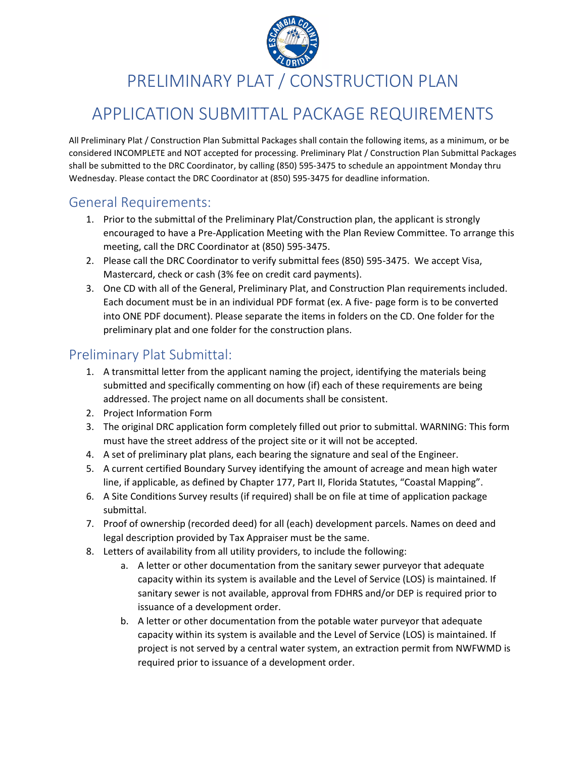# PRELIMINARY PLAT / CONSTRUCTION PLAN

# APPLICATION SUBMITTAL PACKAGE REQUIREMENTS

All Preliminary Plat / Construction Plan Submittal Packages shall contain the following items, as a minimum, or be considered INCOMPLETE and NOT accepted for processing. Preliminary Plat / Construction Plan Submittal Packages shall be submitted to the DRC Coordinator, by calling (850) 595-3475 to schedule an appointment Monday thru Wednesday. Please contact the DRC Coordinator at (850) 595-3475 for deadline information.

## General Requirements:

1. Prior to the submittal of the Preliminary Plat/Construction plan, the applicant is strongly encouraged to have a Pre-Application Meeting with the Plan Review Committee. To arrange this meeting, call the DRC Coordinator at (850) 595-3475.
2. Please call the DRC Coordinator to verify submittal fees (850) 595-3475. We accept Visa, Mastercard, check or cash (3% fee on credit card payments).
3. One CD with all of the General, Preliminary Plat, and Construction Plan requirements included. Each document must be in an individual PDF format (ex. A five- page form is to be converted into ONE PDF document). Please separate the items in folders on the CD. One folder for the preliminary plat and one folder for the construction plans.

## Preliminary Plat Submittal:

1. A transmittal letter from the applicant naming the project, identifying the materials being submitted and specifically commenting on how (if) each of these requirements are being addressed. The project name on all documents shall be consistent.
2. Project Information Form
3. The original DRC application form completely filled out prior to submittal. WARNING: This form must have the street address of the project site or it will not be accepted.
4. A set of preliminary plat plans, each bearing the signature and seal of the Engineer.
5. A current certified Boundary Survey identifying the amount of acreage and mean high water line, if applicable, as defined by Chapter 177, Part II, Florida Statutes, "Coastal Mapping".
6. A Site Conditions Survey results (if required) shall be on file at time of application package submittal.
7. Proof of ownership (recorded deed) for all (each) development parcels. Names on deed and legal description provided by Tax Appraiser must be the same.
8. Letters of availability from all utility providers, to include the following:
   a. A letter or other documentation from the sanitary sewer purveyor that adequate capacity within its system is available and the Level of Service (LOS) is maintained. If sanitary sewer is not available, approval from FDHRS and/or DEP is required prior to issuance of a development order.
   b. A letter or other documentation from the potable water purveyor that adequate capacity within its system is available and the Level of Service (LOS) is maintained. If project is not served by a central water system, an extraction permit from NWFWMD is required prior to issuance of a development order.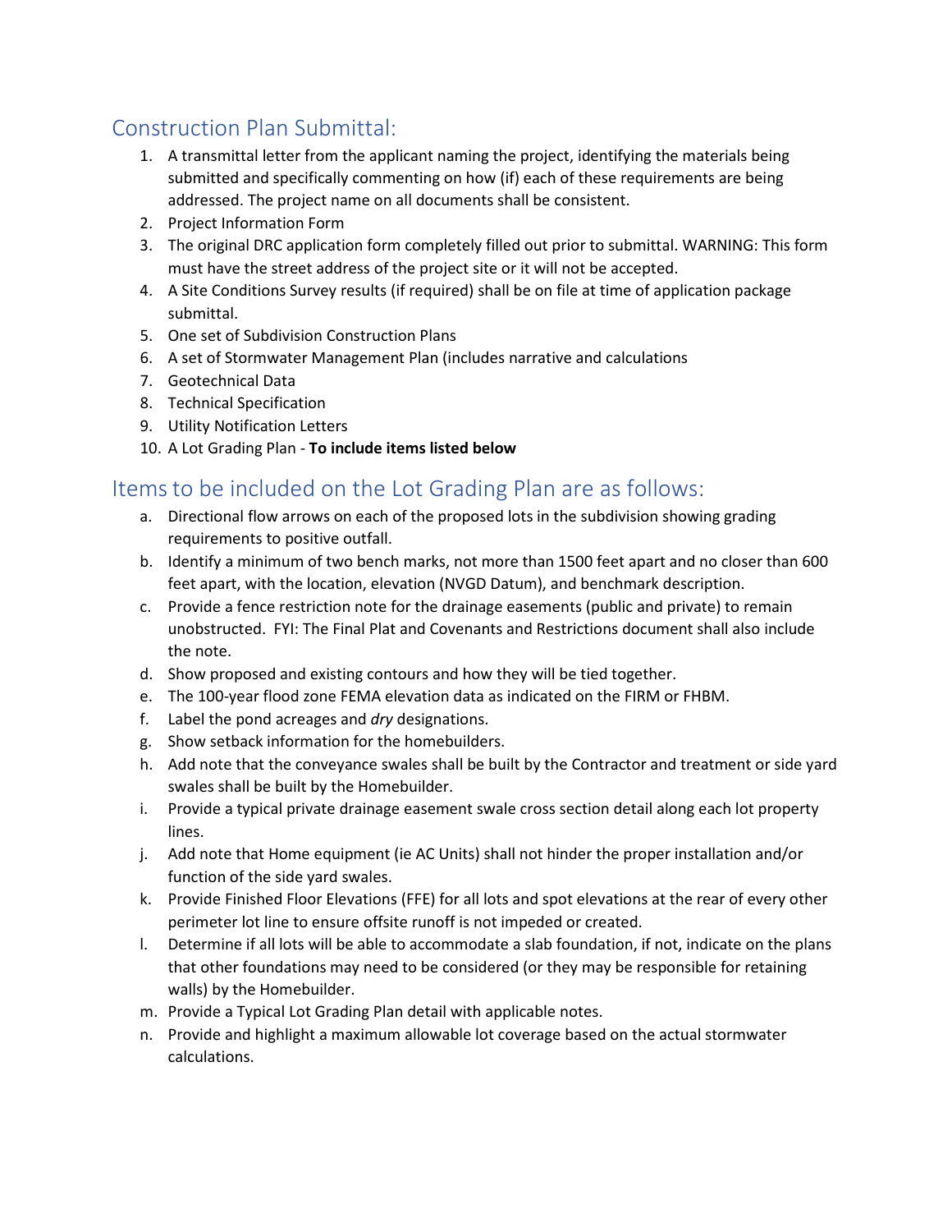## Construction Plan Submittal:

1. A transmittal letter from the applicant naming the project, identifying the materials being submitted and specifically commenting on how (if) each of these requirements are being addressed. The project name on all documents shall be consistent.
2. Project Information Form
3. The original DRC application form completely filled out prior to submittal. WARNING: This form must have the street address of the project site or it will not be accepted.
4. A Site Conditions Survey results (if required) shall be on file at time of application package submittal.
5. One set of Subdivision Construction Plans
6. A set of Stormwater Management Plan (includes narrative and calculations
7. Geotechnical Data
8. Technical Specification
9. Utility Notification Letters
10. A Lot Grading Plan - **To include items listed below**

## Items to be included on the Lot Grading Plan are as follows:

a. Directional flow arrows on each of the proposed lots in the subdivision showing grading requirements to positive outfall.
b. Identify a minimum of two bench marks, not more than 1500 feet apart and no closer than 600 feet apart, with the location, elevation (NVGD Datum), and benchmark description.
c. Provide a fence restriction note for the drainage easements (public and private) to remain unobstructed. FYI: The Final Plat and Covenants and Restrictions document shall also include the note.
d. Show proposed and existing contours and how they will be tied together.
e. The 100-year flood zone FEMA elevation data as indicated on the FIRM or FHBM.
f. Label the pond acreages and *dry* designations.
g. Show setback information for the homebuilders.
h. Add note that the conveyance swales shall be built by the Contractor and treatment or side yard swales shall be built by the Homebuilder.
i. Provide a typical private drainage easement swale cross section detail along each lot property lines.
j. Add note that Home equipment (ie AC Units) shall not hinder the proper installation and/or function of the side yard swales.
k. Provide Finished Floor Elevations (FFE) for all lots and spot elevations at the rear of every other perimeter lot line to ensure offsite runoff is not impeded or created.
l. Determine if all lots will be able to accommodate a slab foundation, if not, indicate on the plans that other foundations may need to be considered (or they may be responsible for retaining walls) by the Homebuilder.
m. Provide a Typical Lot Grading Plan detail with applicable notes.
n. Provide and highlight a maximum allowable lot coverage based on the actual stormwater calculations.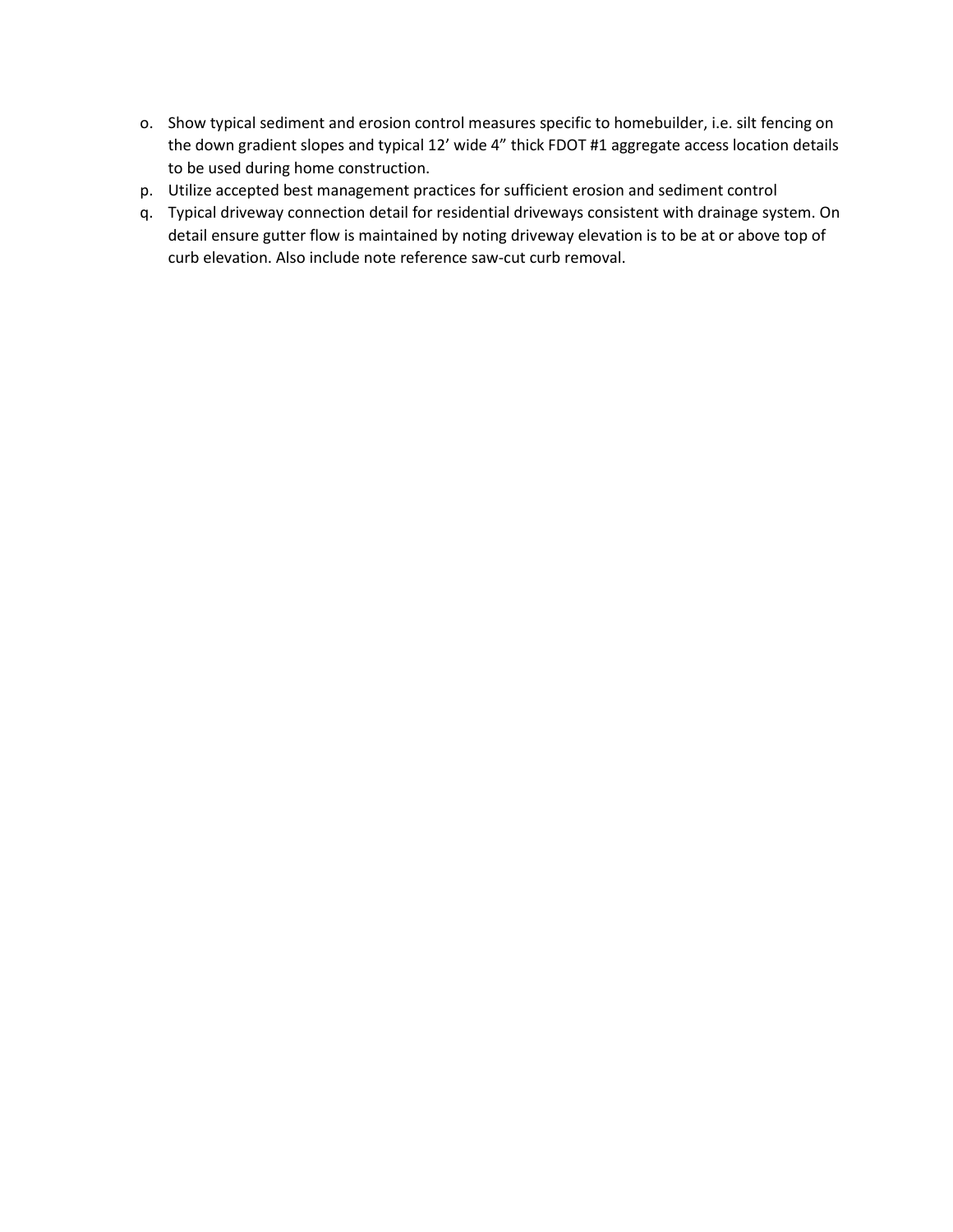o. Show typical sediment and erosion control measures specific to homebuilder, i.e. silt fencing on the down gradient slopes and typical 12' wide 4" thick FDOT #1 aggregate access location details to be used during home construction.

p. Utilize accepted best management practices for sufficient erosion and sediment control

q. Typical driveway connection detail for residential driveways consistent with drainage system. On detail ensure gutter flow is maintained by noting driveway elevation is to be at or above top of curb elevation. Also include note reference saw-cut curb removal.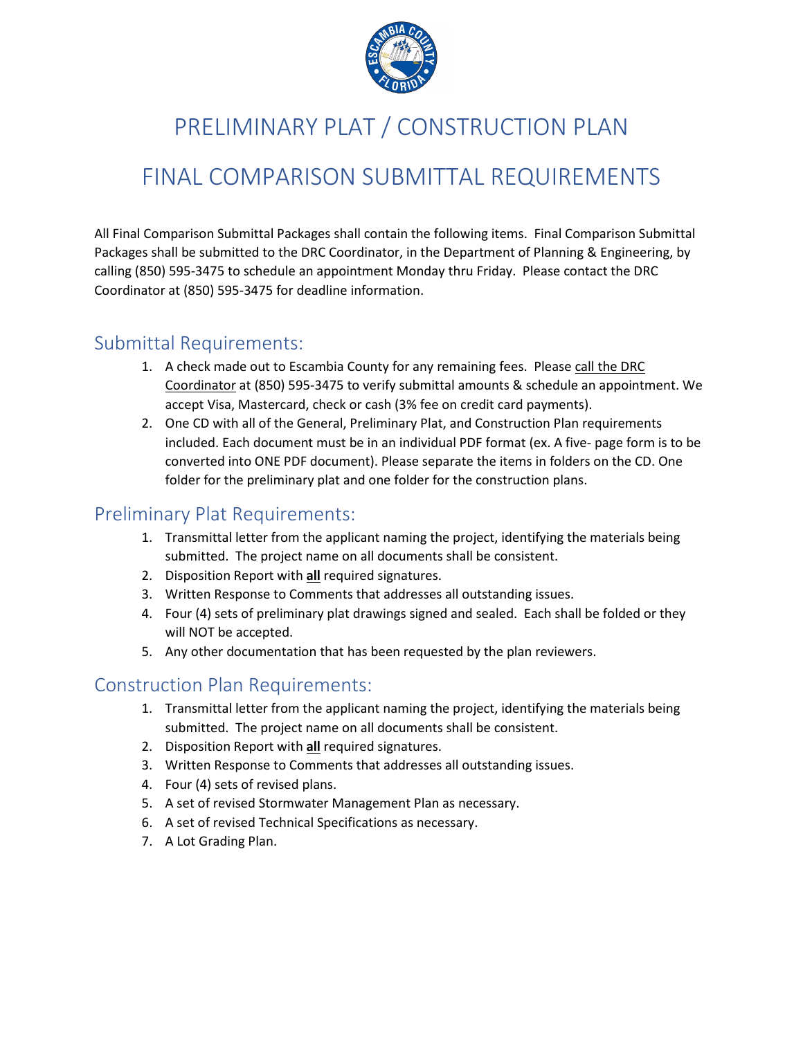# PRELIMINARY PLAT / CONSTRUCTION PLAN

# FINAL COMPARISON SUBMITTAL REQUIREMENTS

All Final Comparison Submittal Packages shall contain the following items. Final Comparison Submittal Packages shall be submitted to the DRC Coordinator, in the Department of Planning & Engineering, by calling (850) 595-3475 to schedule an appointment Monday thru Friday. Please contact the DRC Coordinator at (850) 595-3475 for deadline information.

## Submittal Requirements:

1. A check made out to Escambia County for any remaining fees. Please call the DRC Coordinator at (850) 595-3475 to verify submittal amounts & schedule an appointment. We accept Visa, Mastercard, check or cash (3% fee on credit card payments).
2. One CD with all of the General, Preliminary Plat, and Construction Plan requirements included. Each document must be in an individual PDF format (ex. A five- page form is to be converted into ONE PDF document). Please separate the items in folders on the CD. One folder for the preliminary plat and one folder for the construction plans.

## Preliminary Plat Requirements:

1. Transmittal letter from the applicant naming the project, identifying the materials being submitted. The project name on all documents shall be consistent.
2. Disposition Report with **all** required signatures.
3. Written Response to Comments that addresses all outstanding issues.
4. Four (4) sets of preliminary plat drawings signed and sealed. Each shall be folded or they will NOT be accepted.
5. Any other documentation that has been requested by the plan reviewers.

## Construction Plan Requirements:

1. Transmittal letter from the applicant naming the project, identifying the materials being submitted. The project name on all documents shall be consistent.
2. Disposition Report with **all** required signatures.
3. Written Response to Comments that addresses all outstanding issues.
4. Four (4) sets of revised plans.
5. A set of revised Stormwater Management Plan as necessary.
6. A set of revised Technical Specifications as necessary.
7. A Lot Grading Plan.